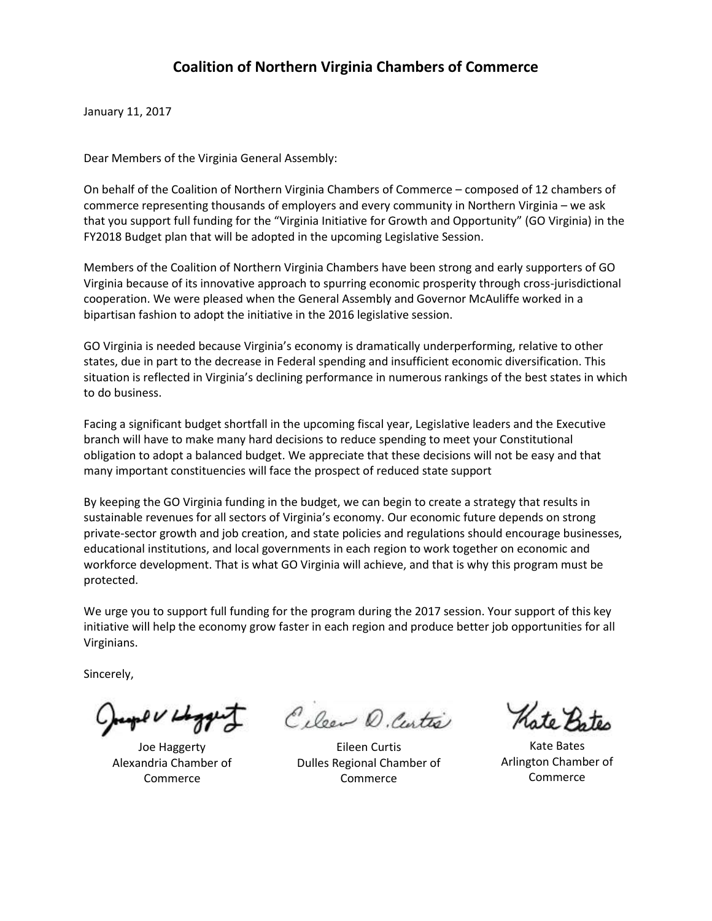# Coalition of Northern Virginia Chambers of Commerce

January 11, 2017

Dear Members of the Virginia General Assembly:

On behalf of the Coalition of Northern Virginia Chambers of Commerce – composed of 12 chambers of commerce representing thousands of employers and every community in Northern Virginia – we ask that you support full funding for the "Virginia Initiative for Growth and Opportunity" (GO Virginia) in the FY2018 Budget plan that will be adopted in the upcoming Legislative Session.

Members of the Coalition of Northern Virginia Chambers have been strong and early supporters of GO Virginia because of its innovative approach to spurring economic prosperity through cross-jurisdictional cooperation. We were pleased when the General Assembly and Governor McAuliffe worked in a bipartisan fashion to adopt the initiative in the 2016 legislative session.

GO Virginia is needed because Virginia's economy is dramatically underperforming, relative to other states, due in part to the decrease in Federal spending and insufficient economic diversification. This situation is reflected in Virginia's declining performance in numerous rankings of the best states in which to do business.

Facing a significant budget shortfall in the upcoming fiscal year, Legislative leaders and the Executive branch will have to make many hard decisions to reduce spending to meet your Constitutional obligation to adopt a balanced budget. We appreciate that these decisions will not be easy and that many important constituencies will face the prospect of reduced state support

By keeping the GO Virginia funding in the budget, we can begin to create a strategy that results in sustainable revenues for all sectors of Virginia's economy. Our economic future depends on strong private-sector growth and job creation, and state policies and regulations should encourage businesses, educational institutions, and local governments in each region to work together on economic and workforce development. That is what GO Virginia will achieve, and that is why this program must be protected.

We urge you to support full funding for the program during the 2017 session. Your support of this key initiative will help the economy grow faster in each region and produce better job opportunities for all Virginians.

Sincerely,

Joe Haggerty
Alexandria Chamber of Commerce

Eileen Curtis
Dulles Regional Chamber of Commerce

Kate Bates
Arlington Chamber of Commerce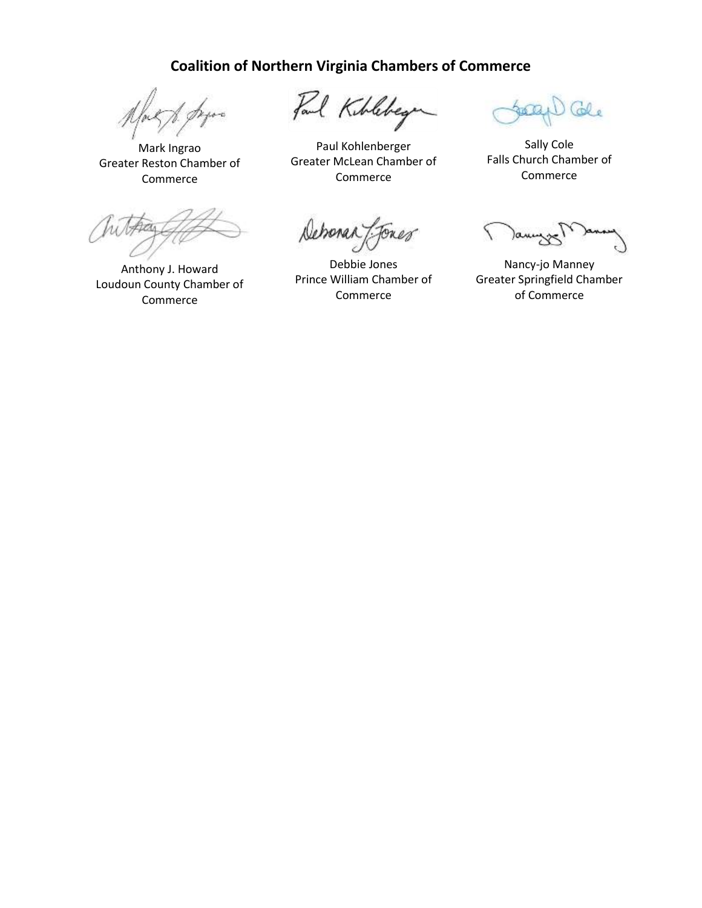## Coalition of Northern Virginia Chambers of Commerce

Mark Ingrao
Greater Reston Chamber of Commerce

Paul Kohlenberger
Greater McLean Chamber of Commerce

Sally Cole
Falls Church Chamber of Commerce

Anthony J. Howard
Loudoun County Chamber of Commerce

Debbie Jones
Prince William Chamber of Commerce

Nancy-jo Manney
Greater Springfield Chamber of Commerce